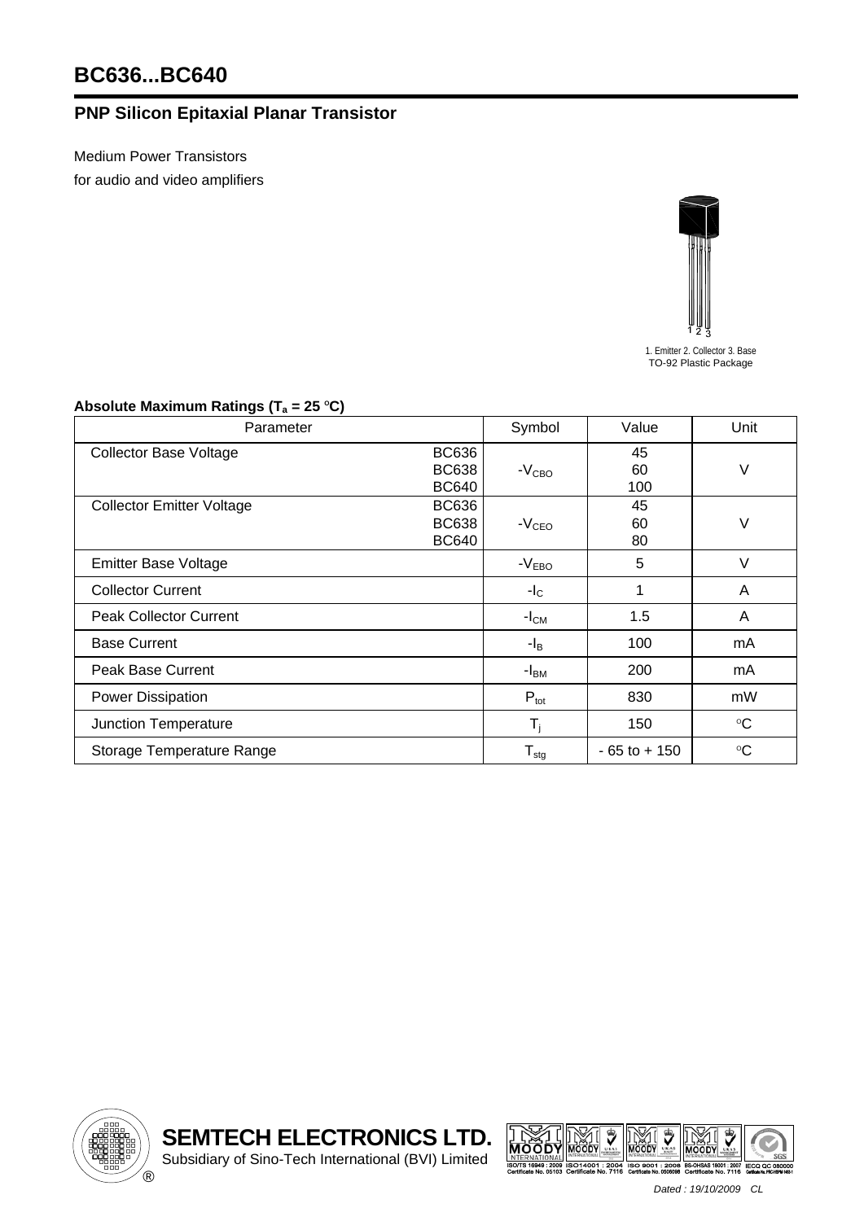# BC636...BC640

## PNP Silicon Epitaxial Planar Transistor

Medium Power Transistors
for audio and video amplifiers

1. Emitter 2. Collector 3. Base
TO-92 Plastic Package

### Absolute Maximum Ratings ($T_a$ = 25 °C)

| Parameter | | Symbol | Value | Unit |
|---|---|---|---|---|
| Collector Base Voltage | BC636<br>BC638<br>BC640 | $-V_{CBO}$ | 45<br>60<br>100 | V |
| Collector Emitter Voltage | BC636<br>BC638<br>BC640 | $-V_{CEO}$ | 45<br>60<br>80 | V |
| Emitter Base Voltage | | $-V_{EBO}$ | 5 | V |
| Collector Current | | $-I_C$ | 1 | A |
| Peak Collector Current | | $-I_{CM}$ | 1.5 | A |
| Base Current | | $-I_B$ | 100 | mA |
| Peak Base Current | | $-I_{BM}$ | 200 | mA |
| Power Dissipation | | $P_{tot}$ | 830 | mW |
| Junction Temperature | | $T_j$ | 150 | °C |
| Storage Temperature Range | | $T_{stg}$ | - 65 to + 150 | °C |

**SEMTECH ELECTRONICS LTD.**
Subsidiary of Sino-Tech International (BVI) Limited

*Dated : 19/10/2009 CL*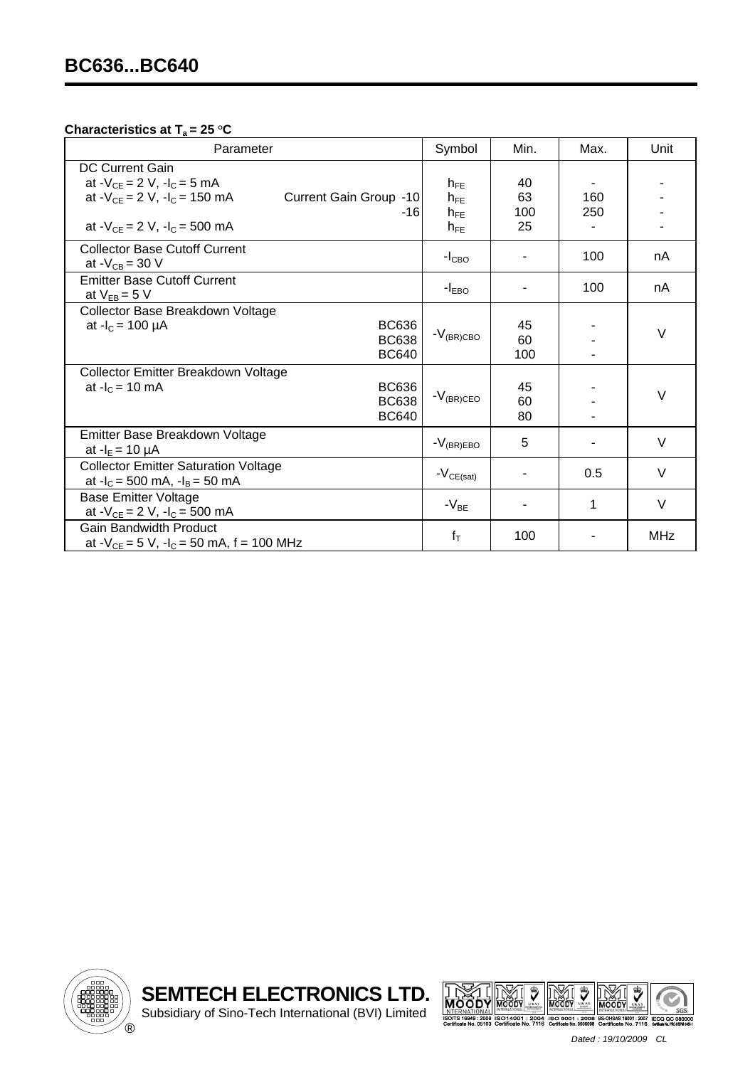# BC636...BC640

**Characteristics at $T_a$ = 25 °C**

| Parameter | | Symbol | Min. | Max. | Unit |
|---|---|---|---|---|---|
| DC Current Gain | | | | | |
| at $-V_{CE}$ = 2 V, $-I_C$ = 5 mA | | $h_{FE}$ | 40 | - | - |
| at $-V_{CE}$ = 2 V, $-I_C$ = 150 mA | Current Gain Group -10 | $h_{FE}$ | 63 | 160 | - |
| | -16 | $h_{FE}$ | 100 | 250 | - |
| at $-V_{CE}$ = 2 V, $-I_C$ = 500 mA | | $h_{FE}$ | 25 | - | - |
| Collector Base Cutoff Current at $-V_{CB}$ = 30 V | | $-I_{CBO}$ | - | 100 | nA |
| Emitter Base Cutoff Current at $V_{EB}$ = 5 V | | $-I_{EBO}$ | - | 100 | nA |
| Collector Base Breakdown Voltage at $-I_C$ = 100 µA | BC636 | $-V_{(BR)CBO}$ | 45 | - | V |
| | BC638 | | 60 | - | |
| | BC640 | | 100 | - | |
| Collector Emitter Breakdown Voltage at $-I_C$ = 10 mA | BC636 | $-V_{(BR)CEO}$ | 45 | - | V |
| | BC638 | | 60 | - | |
| | BC640 | | 80 | - | |
| Emitter Base Breakdown Voltage at $-I_E$ = 10 µA | | $-V_{(BR)EBO}$ | 5 | - | V |
| Collector Emitter Saturation Voltage at $-I_C$ = 500 mA, $-I_B$ = 50 mA | | $-V_{CE(sat)}$ | - | 0.5 | V |
| Base Emitter Voltage at $-V_{CE}$ = 2 V, $-I_C$ = 500 mA | | $-V_{BE}$ | - | 1 | V |
| Gain Bandwidth Product at $-V_{CE}$ = 5 V, $-I_C$ = 50 mA, f = 100 MHz | | $f_T$ | 100 | - | MHz |

**SEMTECH ELECTRONICS LTD.**
Subsidiary of Sino-Tech International (BVI) Limited

*Dated : 19/10/2009 CL*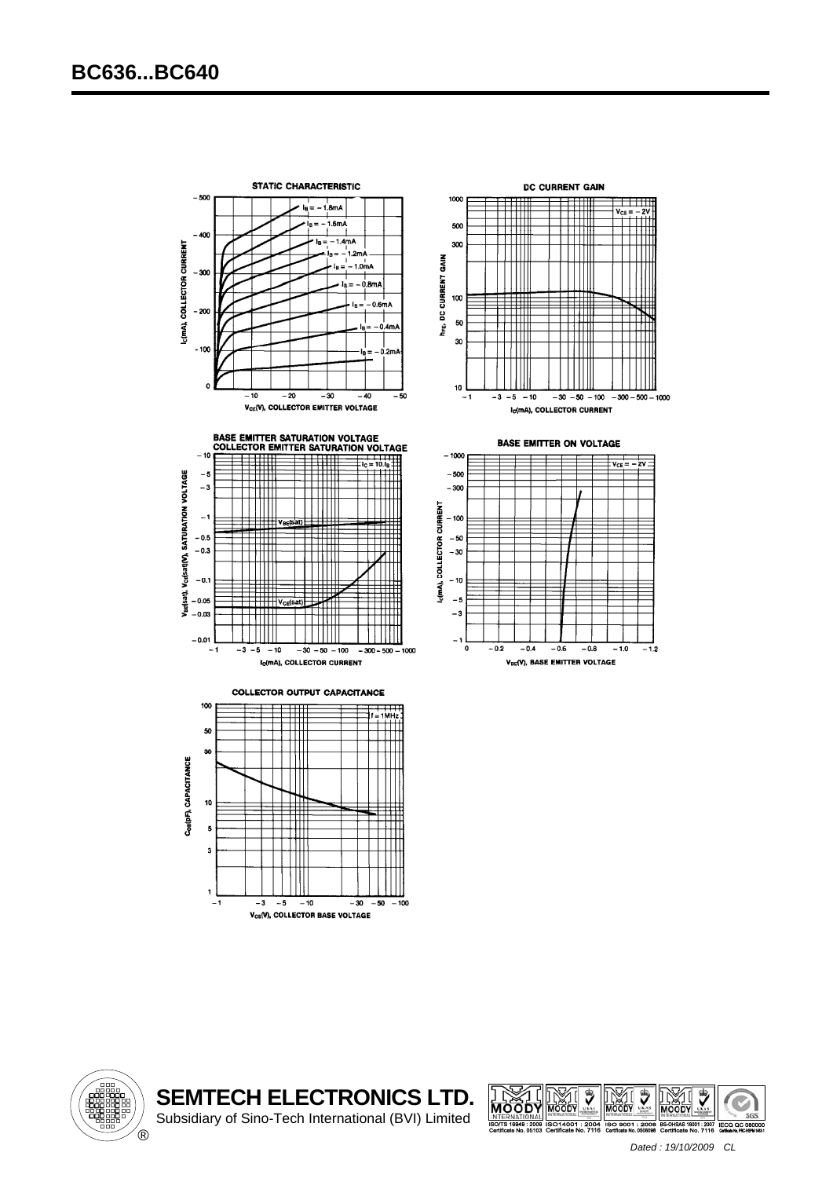# BC636...BC640

STATIC CHARACTERISTIC

$I_B = -1.8mA$
$I_B = -1.6mA$
$I_B = -1.4mA$
$I_B = -1.2mA$
$I_B = -1.0mA$
$I_B = -0.8mA$
$I_B = -0.6mA$
$I_B = -0.4mA$
$I_B = -0.2mA$

$I_C$(mA), COLLECTOR CURRENT

-500, -400, -300, -200, -100, 0

-10, -20, -30, -40, -50

$V_{CE}$(V), COLLECTOR EMITTER VOLTAGE

DC CURRENT GAIN

$V_{CE} = -2V$

$h_{FE}$, DC CURRENT GAIN

1000, 500, 300, 100, 50, 30, 10

-1, -3, -5, -10, -30, -50, -100, -300, -500, -1000

$I_C$(mA), COLLECTOR CURRENT

BASE EMITTER SATURATION VOLTAGE
COLLECTOR EMITTER SATURATION VOLTAGE

$I_C = 10 I_B$

$V_{BE}$(sat)

$V_{CE}$(sat)

$V_{BE}$(sat), $V_{CE}$(sat)(V), SATURATION VOLTAGE

-10, -5, -3, -1, -0.5, -0.3, -0.1, -0.05, -0.03, -0.01

-1, -3, -5, -10, -30, -50, -100, -300, -500, -1000

$I_C$(mA), COLLECTOR CURRENT

BASE EMITTER ON VOLTAGE

$V_{CE} = -2V$

$I_C$(mA), COLLECTOR CURRENT

-1000, -500, -300, -100, -50, -30, -10, -5, -3, -1

0, -0.2, -0.4, -0.6, -0.8, -1.0, -1.2

$V_{BE}$(V), BASE EMITTER VOLTAGE

COLLECTOR OUTPUT CAPACITANCE

f = 1MHz

$C_{ob}$(pF), CAPACITANCE

100, 50, 30, 10, 5, 3, 1

-1, -3, -5, -10, -30, -50, -100

$V_{CB}$(V), COLLECTOR BASE VOLTAGE

**SEMTECH ELECTRONICS LTD.**
Subsidiary of Sino-Tech International (BVI) Limited

ISO/TS 16949 : 2009 Certificate No. 05103 | ISO 14001 : 2004 Certificate No. 7116 | ISO 9001 : 2008 Certificate No. 0506098 | BS-OHSAS 18001 : 2007 Certificate No. 7116 | IECQ QC 080000

*Dated : 19/10/2009 CL*